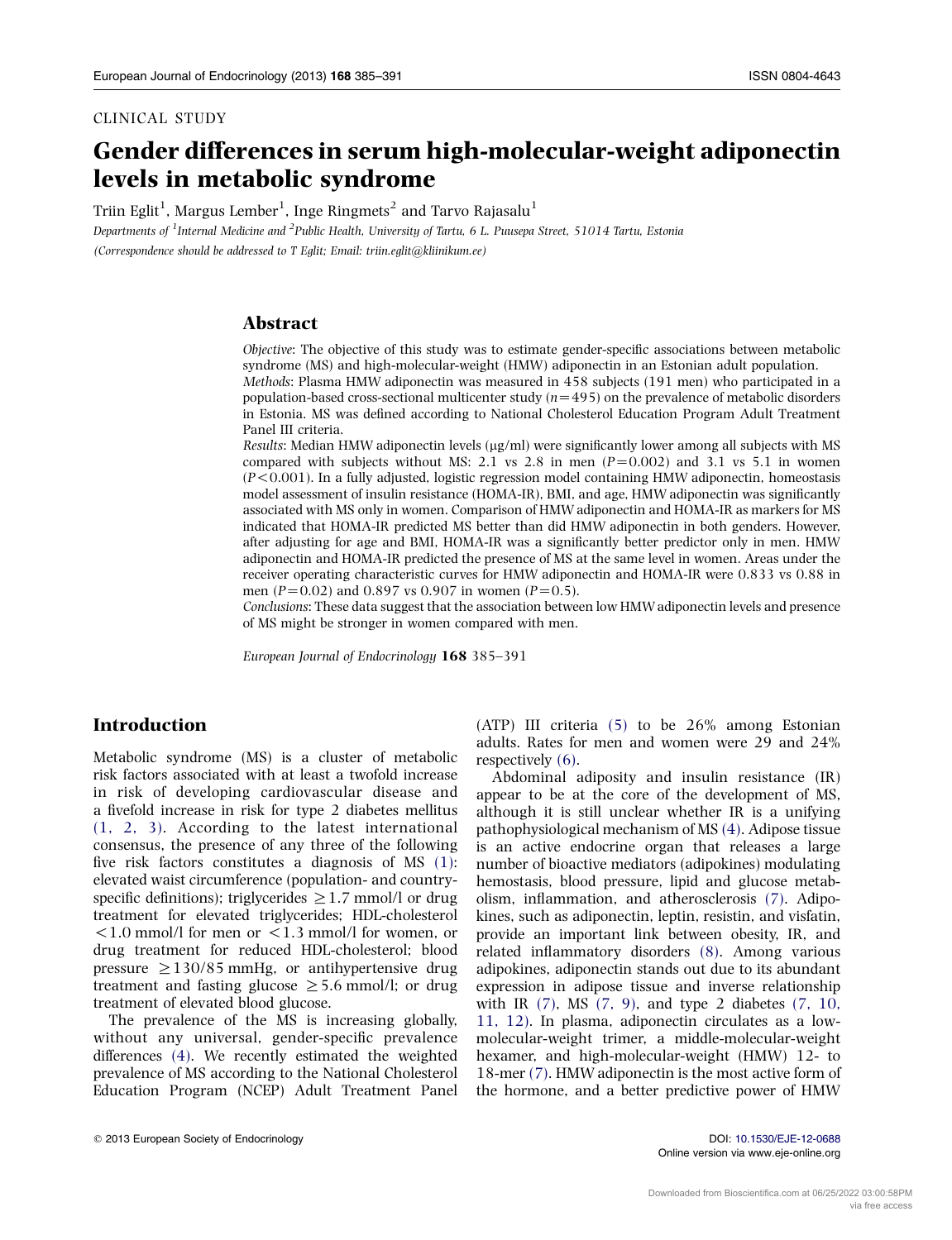CLINICAL STUDY

# Gender differences in serum high-molecular-weight adiponectin levels in metabolic syndrome

Triin Eglit[1], Margus Lember[1], Inge Ringmets[2] and Tarvo Rajasalu[1]

*Departments of [1]Internal Medicine and [2]Public Health, University of Tartu, 6 L. Puusepa Street, 51014 Tartu, Estonia*

*(Correspondence should be addressed to T Eglit; Email: triin.eglit@kliinikum.ee)*

## Abstract

*Objective*: The objective of this study was to estimate gender-specific associations between metabolic syndrome (MS) and high-molecular-weight (HMW) adiponectin in an Estonian adult population.

*Methods*: Plasma HMW adiponectin was measured in 458 subjects (191 men) who participated in a population-based cross-sectional multicenter study ($n=495$) on the prevalence of metabolic disorders in Estonia. MS was defined according to National Cholesterol Education Program Adult Treatment Panel III criteria.

*Results*: Median HMW adiponectin levels (μg/ml) were significantly lower among all subjects with MS compared with subjects without MS: 2.1 vs 2.8 in men ($P=0.002$) and 3.1 vs 5.1 in women ($P<0.001$). In a fully adjusted, logistic regression model containing HMW adiponectin, homeostasis model assessment of insulin resistance (HOMA-IR), BMI, and age, HMW adiponectin was significantly associated with MS only in women. Comparison of HMW adiponectin and HOMA-IR as markers for MS indicated that HOMA-IR predicted MS better than did HMW adiponectin in both genders. However, after adjusting for age and BMI, HOMA-IR was a significantly better predictor only in men. HMW adiponectin and HOMA-IR predicted the presence of MS at the same level in women. Areas under the receiver operating characteristic curves for HMW adiponectin and HOMA-IR were 0.833 vs 0.88 in men ($P=0.02$) and 0.897 vs 0.907 in women ($P=0.5$).

*Conclusions*: These data suggest that the association between low HMW adiponectin levels and presence of MS might be stronger in women compared with men.

## Introduction

Metabolic syndrome (MS) is a cluster of metabolic risk factors associated with at least a twofold increase in risk of developing cardiovascular disease and a fivefold increase in risk for type 2 diabetes mellitus (1, 2, 3). According to the latest international consensus, the presence of any three of the following five risk factors constitutes a diagnosis of MS (1): elevated waist circumference (population- and country-specific definitions); triglycerides $\geq 1.7$ mmol/l or drug treatment for elevated triglycerides; HDL-cholesterol $<1.0$ mmol/l for men or $<1.3$ mmol/l for women, or drug treatment for reduced HDL-cholesterol; blood pressure $\geq 130/85$ mmHg, or antihypertensive drug treatment and fasting glucose $\geq 5.6$ mmol/l; or drug treatment of elevated blood glucose.

The prevalence of the MS is increasing globally, without any universal, gender-specific prevalence differences (4). We recently estimated the weighted prevalence of MS according to the National Cholesterol Education Program (NCEP) Adult Treatment Panel (ATP) III criteria (5) to be 26% among Estonian adults. Rates for men and women were 29 and 24% respectively (6).

Abdominal adiposity and insulin resistance (IR) appear to be at the core of the development of MS, although it is still unclear whether IR is a unifying pathophysiological mechanism of MS (4). Adipose tissue is an active endocrine organ that releases a large number of bioactive mediators (adipokines) modulating hemostasis, blood pressure, lipid and glucose metabolism, inflammation, and atherosclerosis (7). Adipokines, such as adiponectin, leptin, resistin, and visfatin, provide an important link between obesity, IR, and related inflammatory disorders (8). Among various adipokines, adiponectin stands out due to its abundant expression in adipose tissue and inverse relationship with IR (7), MS (7, 9), and type 2 diabetes (7, 10, 11, 12). In plasma, adiponectin circulates as a low-molecular-weight trimer, a middle-molecular-weight hexamer, and high-molecular-weight (HMW) 12- to 18-mer (7). HMW adiponectin is the most active form of the hormone, and a better predictive power of HMW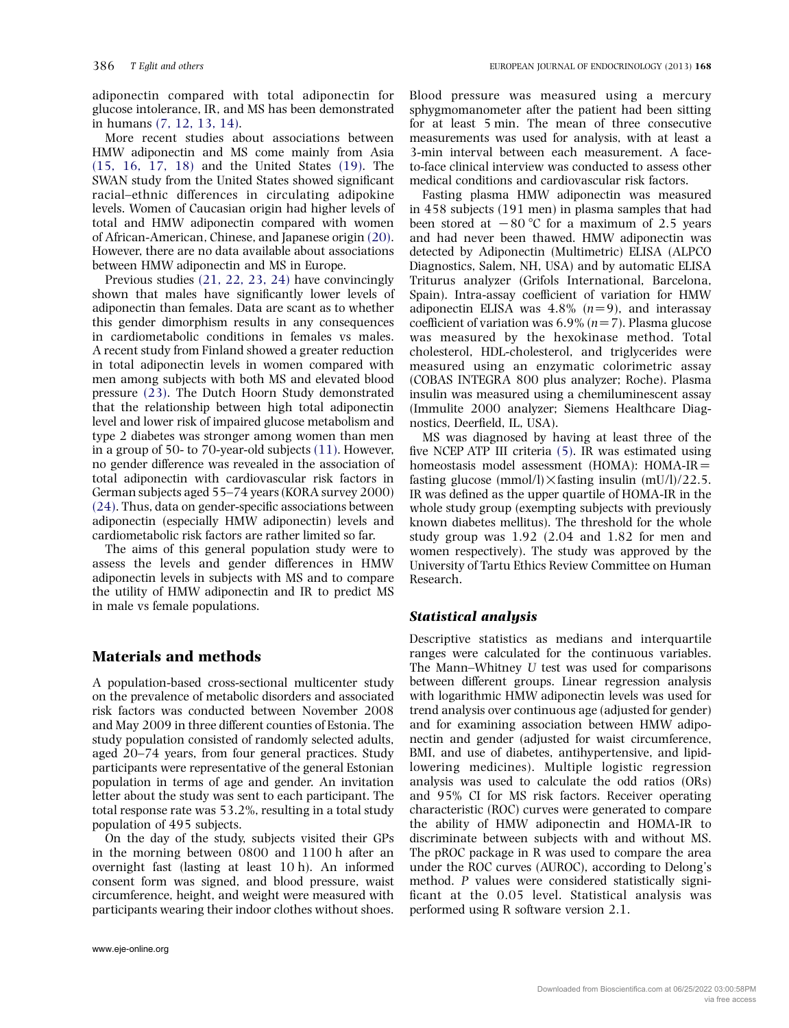adiponectin compared with total adiponectin for glucose intolerance, IR, and MS has been demonstrated in humans (7, 12, 13, 14).

More recent studies about associations between HMW adiponectin and MS come mainly from Asia (15, 16, 17, 18) and the United States (19). The SWAN study from the United States showed significant racial–ethnic differences in circulating adipokine levels. Women of Caucasian origin had higher levels of total and HMW adiponectin compared with women of African-American, Chinese, and Japanese origin (20). However, there are no data available about associations between HMW adiponectin and MS in Europe.

Previous studies (21, 22, 23, 24) have convincingly shown that males have significantly lower levels of adiponectin than females. Data are scant as to whether this gender dimorphism results in any consequences in cardiometabolic conditions in females vs males. A recent study from Finland showed a greater reduction in total adiponectin levels in women compared with men among subjects with both MS and elevated blood pressure (23). The Dutch Hoorn Study demonstrated that the relationship between high total adiponectin level and lower risk of impaired glucose metabolism and type 2 diabetes was stronger among women than men in a group of 50- to 70-year-old subjects (11). However, no gender difference was revealed in the association of total adiponectin with cardiovascular risk factors in German subjects aged 55–74 years (KORA survey 2000) (24). Thus, data on gender-specific associations between adiponectin (especially HMW adiponectin) levels and cardiometabolic risk factors are rather limited so far.

The aims of this general population study were to assess the levels and gender differences in HMW adiponectin levels in subjects with MS and to compare the utility of HMW adiponectin and IR to predict MS in male vs female populations.

## Materials and methods

A population-based cross-sectional multicenter study on the prevalence of metabolic disorders and associated risk factors was conducted between November 2008 and May 2009 in three different counties of Estonia. The study population consisted of randomly selected adults, aged 20–74 years, from four general practices. Study participants were representative of the general Estonian population in terms of age and gender. An invitation letter about the study was sent to each participant. The total response rate was 53.2%, resulting in a total study population of 495 subjects.

On the day of the study, subjects visited their GPs in the morning between 0800 and 1100 h after an overnight fast (lasting at least 10 h). An informed consent form was signed, and blood pressure, waist circumference, height, and weight were measured with participants wearing their indoor clothes without shoes. Blood pressure was measured using a mercury sphygmomanometer after the patient had been sitting for at least 5 min. The mean of three consecutive measurements was used for analysis, with at least a 3-min interval between each measurement. A face-to-face clinical interview was conducted to assess other medical conditions and cardiovascular risk factors.

Fasting plasma HMW adiponectin was measured in 458 subjects (191 men) in plasma samples that had been stored at −80 °C for a maximum of 2.5 years and had never been thawed. HMW adiponectin was detected by Adiponectin (Multimetric) ELISA (ALPCO Diagnostics, Salem, NH, USA) and by automatic ELISA Triturus analyzer (Grifols International, Barcelona, Spain). Intra-assay coefficient of variation for HMW adiponectin ELISA was 4.8% ($n=9$), and interassay coefficient of variation was 6.9% ($n=7$). Plasma glucose was measured by the hexokinase method. Total cholesterol, HDL-cholesterol, and triglycerides were measured using an enzymatic colorimetric assay (COBAS INTEGRA 800 plus analyzer; Roche). Plasma insulin was measured using a chemiluminescent assay (Immulite 2000 analyzer; Siemens Healthcare Diagnostics, Deerfield, IL, USA).

MS was diagnosed by having at least three of the five NCEP ATP III criteria (5). IR was estimated using homeostasis model assessment (HOMA): HOMA-IR = fasting glucose (mmol/l) × fasting insulin (mU/l)/22.5. IR was defined as the upper quartile of HOMA-IR in the whole study group (exempting subjects with previously known diabetes mellitus). The threshold for the whole study group was 1.92 (2.04 and 1.82 for men and women respectively). The study was approved by the University of Tartu Ethics Review Committee on Human Research.

### Statistical analysis

Descriptive statistics as medians and interquartile ranges were calculated for the continuous variables. The Mann–Whitney *U* test was used for comparisons between different groups. Linear regression analysis with logarithmic HMW adiponectin levels was used for trend analysis over continuous age (adjusted for gender) and for examining association between HMW adiponectin and gender (adjusted for waist circumference, BMI, and use of diabetes, antihypertensive, and lipid-lowering medicines). Multiple logistic regression analysis was used to calculate the odd ratios (ORs) and 95% CI for MS risk factors. Receiver operating characteristic (ROC) curves were generated to compare the ability of HMW adiponectin and HOMA-IR to discriminate between subjects with and without MS. The pROC package in R was used to compare the area under the ROC curves (AUROC), according to Delong's method. *P* values were considered statistically significant at the 0.05 level. Statistical analysis was performed using R software version 2.1.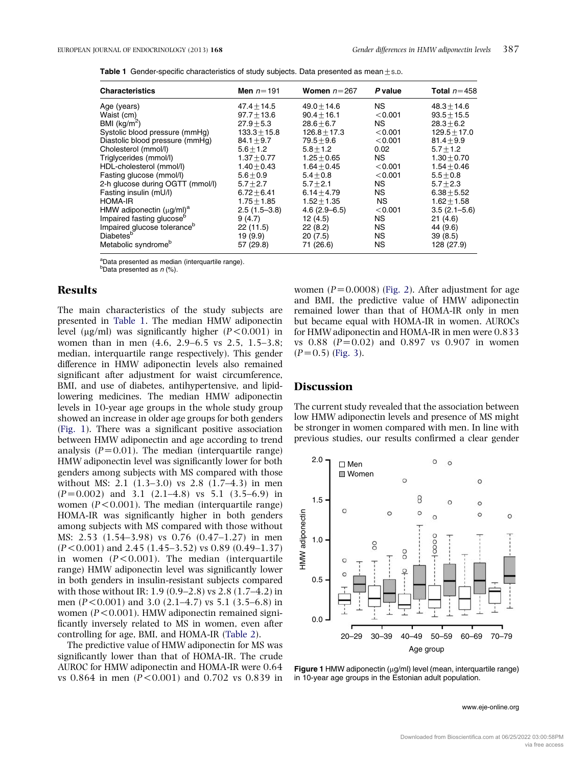**Table 1** Gender-specific characteristics of study subjects. Data presented as mean ± S.D.

| Characteristics | Men $n$=191 | Women $n$=267 | $P$ value | Total $n$=458 |
|---|---|---|---|---|
| Age (years) | 47.4±14.5 | 49.0±14.6 | NS | 48.3±14.6 |
| Waist (cm) | 97.7±13.6 | 90.4±16.1 | <0.001 | 93.5±15.5 |
| BMI (kg/m$^2$) | 27.9±5.3 | 28.6±6.7 | NS | 28.3±6.2 |
| Systolic blood pressure (mmHg) | 133.3±15.8 | 126.8±17.3 | <0.001 | 129.5±17.0 |
| Diastolic blood pressure (mmHg) | 84.1±9.7 | 79.5±9.6 | <0.001 | 81.4±9.9 |
| Cholesterol (mmol/l) | 5.6±1.2 | 5.8±1.2 | 0.02 | 5.7±1.2 |
| Triglycerides (mmol/l) | 1.37±0.77 | 1.25±0.65 | NS | 1.30±0.70 |
| HDL-cholesterol (mmol/l) | 1.40±0.43 | 1.64±0.45 | <0.001 | 1.54±0.46 |
| Fasting glucose (mmol/l) | 5.6±0.9 | 5.4±0.8 | <0.001 | 5.5±0.8 |
| 2-h glucose during OGTT (mmol/l) | 5.7±2.7 | 5.7±2.1 | NS | 5.7±2.3 |
| Fasting insulin (mU/l) | 6.72±6.41 | 6.14±4.79 | NS | 6.38±5.52 |
| HOMA-IR | 1.75±1.85 | 1.52±1.35 | NS | 1.62±1.58 |
| HMW adiponectin (μg/ml)[a] | 2.5 (1.5–3.8) | 4.6 (2.9–6.5) | <0.001 | 3.5 (2.1–5.6) |
| Impaired fasting glucose[b] | 9 (4.7) | 12 (4.5) | NS | 21 (4.6) |
| Impaired glucose tolerance[b] | 22 (11.5) | 22 (8.2) | NS | 44 (9.6) |
| Diabetes[b] | 19 (9.9) | 20 (7.5) | NS | 39 (8.5) |
| Metabolic syndrome[b] | 57 (29.8) | 71 (26.6) | NS | 128 (27.9) |

[a]Data presented as median (interquartile range).
[b]Data presented as $n$ (%).

## Results

The main characteristics of the study subjects are presented in Table 1. The median HMW adiponectin level (μg/ml) was significantly higher ($P<0.001$) in women than in men (4.6, 2.9–6.5 vs 2.5, 1.5–3.8; median, interquartile range respectively). This gender difference in HMW adiponectin levels also remained significant after adjustment for waist circumference, BMI, and use of diabetes, antihypertensive, and lipid-lowering medicines. The median HMW adiponectin levels in 10-year age groups in the whole study group showed an increase in older age groups for both genders (Fig. 1). There was a significant positive association between HMW adiponectin and age according to trend analysis ($P=0.01$). The median (interquartile range) HMW adiponectin level was significantly lower for both genders among subjects with MS compared with those without MS: 2.1 (1.3–3.0) vs 2.8 (1.7–4.3) in men ($P=0.002$) and 3.1 (2.1–4.8) vs 5.1 (3.5–6.9) in women ($P<0.001$). The median (interquartile range) HOMA-IR was significantly higher in both genders among subjects with MS compared with those without MS: 2.53 (1.54–3.98) vs 0.76 (0.47–1.27) in men ($P<0.001$) and 2.45 (1.45–3.52) vs 0.89 (0.49–1.37) in women ($P<0.001$). The median (interquartile range) HMW adiponectin level was significantly lower in both genders in insulin-resistant subjects compared with those without IR: 1.9 (0.9–2.8) vs 2.8 (1.7–4.2) in men ($P<0.001$) and 3.0 (2.1–4.7) vs 5.1 (3.5–6.8) in women ($P<0.001$). HMW adiponectin remained significantly inversely related to MS in women, even after controlling for age, BMI, and HOMA-IR (Table 2).

The predictive value of HMW adiponectin for MS was significantly lower than that of HOMA-IR. The crude AUROC for HMW adiponectin and HOMA-IR were 0.64 vs 0.864 in men ($P<0.001$) and 0.702 vs 0.839 in women ($P=0.0008$) (Fig. 2). After adjustment for age and BMI, the predictive value of HMW adiponectin remained lower than that of HOMA-IR only in men but became equal with HOMA-IR in women. AUROCs for HMW adiponectin and HOMA-IR in men were 0.833 vs 0.88 ($P=0.02$) and 0.897 vs 0.907 in women ($P=0.5$) (Fig. 3).

## Discussion

The current study revealed that the association between low HMW adiponectin levels and presence of MS might be stronger in women compared with men. In line with previous studies, our results confirmed a clear gender

**Figure 1** HMW adiponectin (μg/ml) level (mean, interquartile range) in 10-year age groups in the Estonian adult population.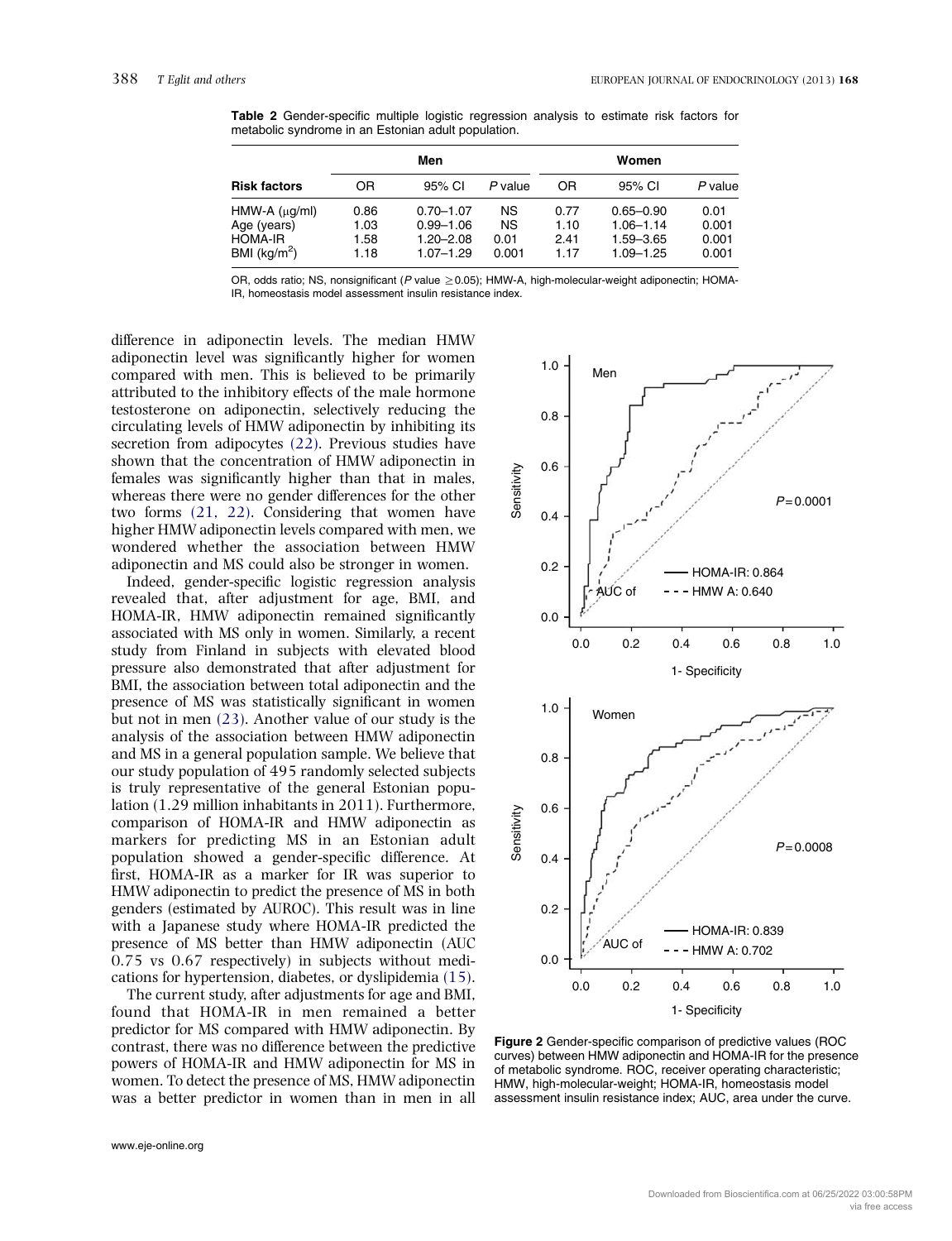**Table 2** Gender-specific multiple logistic regression analysis to estimate risk factors for metabolic syndrome in an Estonian adult population.

| | Men | | | Women | | |
|---|---|---|---|---|---|---|
| **Risk factors** | OR | 95% CI | *P* value | OR | 95% CI | *P* value |
| HMW-A (μg/ml) | 0.86 | 0.70–1.07 | NS | 0.77 | 0.65–0.90 | 0.01 |
| Age (years) | 1.03 | 0.99–1.06 | NS | 1.10 | 1.06–1.14 | 0.001 |
| HOMA-IR | 1.58 | 1.20–2.08 | 0.01 | 2.41 | 1.59–3.65 | 0.001 |
| BMI (kg/m$^2$) | 1.18 | 1.07–1.29 | 0.001 | 1.17 | 1.09–1.25 | 0.001 |

OR, odds ratio; NS, nonsignificant (*P* value ≥0.05); HMW-A, high-molecular-weight adiponectin; HOMA-IR, homeostasis model assessment insulin resistance index.

difference in adiponectin levels. The median HMW adiponectin level was significantly higher for women compared with men. This is believed to be primarily attributed to the inhibitory effects of the male hormone testosterone on adiponectin, selectively reducing the circulating levels of HMW adiponectin by inhibiting its secretion from adipocytes (22). Previous studies have shown that the concentration of HMW adiponectin in females was significantly higher than that in males, whereas there were no gender differences for the other two forms (21, 22). Considering that women have higher HMW adiponectin levels compared with men, we wondered whether the association between HMW adiponectin and MS could also be stronger in women.

Indeed, gender-specific logistic regression analysis revealed that, after adjustment for age, BMI, and HOMA-IR, HMW adiponectin remained significantly associated with MS only in women. Similarly, a recent study from Finland in subjects with elevated blood pressure also demonstrated that after adjustment for BMI, the association between total adiponectin and the presence of MS was statistically significant in women but not in men (23). Another value of our study is the analysis of the association between HMW adiponectin and MS in a general population sample. We believe that our study population of 495 randomly selected subjects is truly representative of the general Estonian population (1.29 million inhabitants in 2011). Furthermore, comparison of HOMA-IR and HMW adiponectin as markers for predicting MS in an Estonian adult population showed a gender-specific difference. At first, HOMA-IR as a marker for IR was superior to HMW adiponectin to predict the presence of MS in both genders (estimated by AUROC). This result was in line with a Japanese study where HOMA-IR predicted the presence of MS better than HMW adiponectin (AUC 0.75 vs 0.67 respectively) in subjects without medications for hypertension, diabetes, or dyslipidemia (15).

The current study, after adjustments for age and BMI, found that HOMA-IR in men remained a better predictor for MS compared with HMW adiponectin. By contrast, there was no difference between the predictive powers of HOMA-IR and HMW adiponectin for MS in women. To detect the presence of MS, HMW adiponectin was a better predictor in women than in men in all

**Figure 2** Gender-specific comparison of predictive values (ROC curves) between HMW adiponectin and HOMA-IR for the presence of metabolic syndrome. ROC, receiver operating characteristic; HMW, high-molecular-weight; HOMA-IR, homeostasis model assessment insulin resistance index; AUC, area under the curve.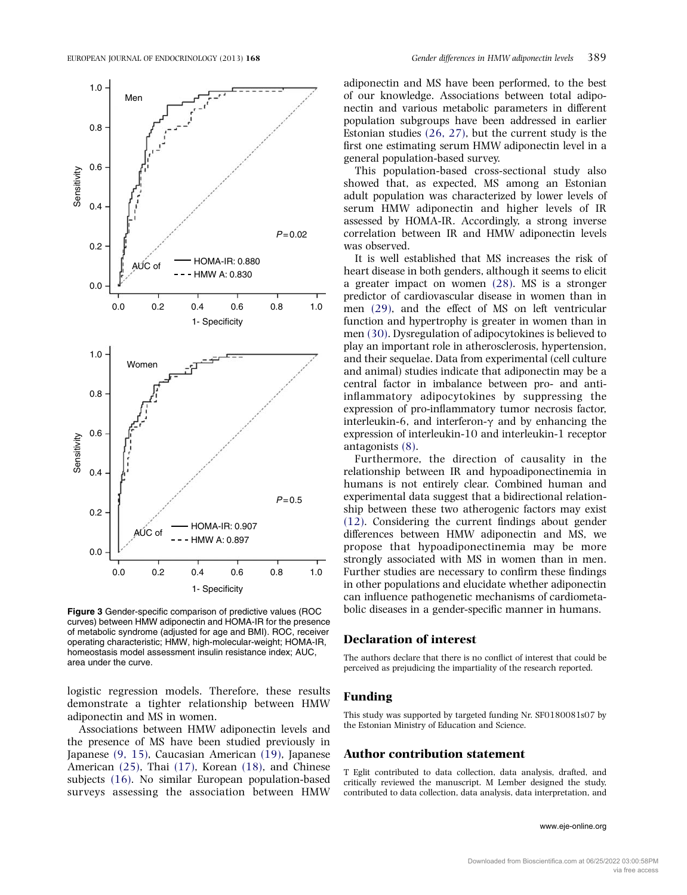Figure 3 Gender-specific comparison of predictive values (ROC curves) between HMW adiponectin and HOMA-IR for the presence of metabolic syndrome (adjusted for age and BMI). ROC, receiver operating characteristic; HMW, high-molecular-weight; HOMA-IR, homeostasis model assessment insulin resistance index; AUC, area under the curve.

logistic regression models. Therefore, these results demonstrate a tighter relationship between HMW adiponectin and MS in women.

Associations between HMW adiponectin levels and the presence of MS have been studied previously in Japanese (9, 15), Caucasian American (19), Japanese American (25), Thai (17), Korean (18), and Chinese subjects (16). No similar European population-based surveys assessing the association between HMW adiponectin and MS have been performed, to the best of our knowledge. Associations between total adiponectin and various metabolic parameters in different population subgroups have been addressed in earlier Estonian studies (26, 27), but the current study is the first one estimating serum HMW adiponectin level in a general population-based survey.

This population-based cross-sectional study also showed that, as expected, MS among an Estonian adult population was characterized by lower levels of serum HMW adiponectin and higher levels of IR assessed by HOMA-IR. Accordingly, a strong inverse correlation between IR and HMW adiponectin levels was observed.

It is well established that MS increases the risk of heart disease in both genders, although it seems to elicit a greater impact on women (28). MS is a stronger predictor of cardiovascular disease in women than in men (29), and the effect of MS on left ventricular function and hypertrophy is greater in women than in men (30). Dysregulation of adipocytokines is believed to play an important role in atherosclerosis, hypertension, and their sequelae. Data from experimental (cell culture and animal) studies indicate that adiponectin may be a central factor in imbalance between pro- and anti-inflammatory adipocytokines by suppressing the expression of pro-inflammatory tumor necrosis factor, interleukin-6, and interferon-$\gamma$ and by enhancing the expression of interleukin-10 and interleukin-1 receptor antagonists (8).

Furthermore, the direction of causality in the relationship between IR and hypoadiponectinemia in humans is not entirely clear. Combined human and experimental data suggest that a bidirectional relationship between these two atherogenic factors may exist (12). Considering the current findings about gender differences between HMW adiponectin and MS, we propose that hypoadiponectinemia may be more strongly associated with MS in women than in men. Further studies are necessary to confirm these findings in other populations and elucidate whether adiponectin can influence pathogenetic mechanisms of cardiometabolic diseases in a gender-specific manner in humans.

## Declaration of interest

The authors declare that there is no conflict of interest that could be perceived as prejudicing the impartiality of the research reported.

## Funding

This study was supported by targeted funding Nr. SF0180081s07 by the Estonian Ministry of Education and Science.

## Author contribution statement

T Eglit contributed to data collection, data analysis, drafted, and critically reviewed the manuscript. M Lember designed the study, contributed to data collection, data analysis, data interpretation, and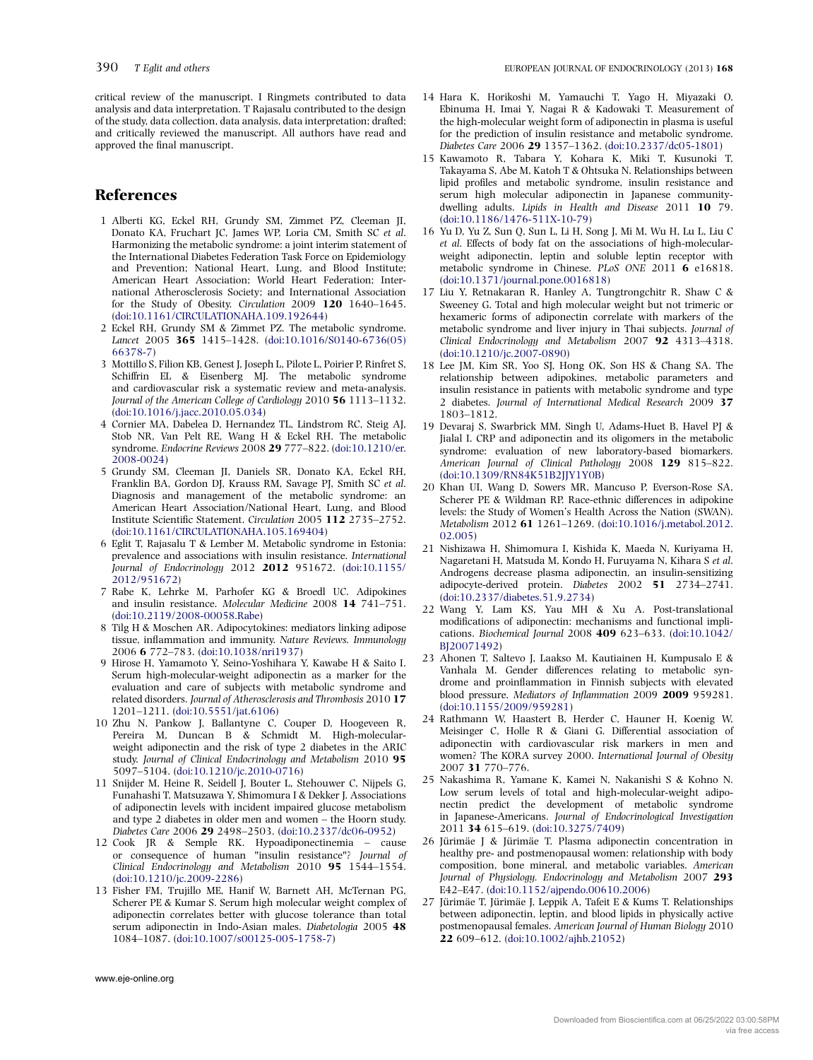critical review of the manuscript. I Ringmets contributed to data analysis and data interpretation. T Rajasalu contributed to the design of the study, data collection, data analysis, data interpretation; drafted; and critically reviewed the manuscript. All authors have read and approved the final manuscript.

## References

1 Alberti KG, Eckel RH, Grundy SM, Zimmet PZ, Cleeman JI, Donato KA, Fruchart JC, James WP, Loria CM, Smith SC *et al*. Harmonizing the metabolic syndrome: a joint interim statement of the International Diabetes Federation Task Force on Epidemiology and Prevention; National Heart, Lung, and Blood Institute; American Heart Association; World Heart Federation; International Atherosclerosis Society; and International Association for the Study of Obesity. *Circulation* 2009 **120** 1640–1645. (doi:10.1161/CIRCULATIONAHA.109.192644)

2 Eckel RH, Grundy SM & Zimmet PZ. The metabolic syndrome. *Lancet* 2005 **365** 1415–1428. (doi:10.1016/S0140-6736(05)66378-7)

3 Mottillo S, Filion KB, Genest J, Joseph L, Pilote L, Poirier P, Rinfret S, Schiffrin EL & Eisenberg MJ. The metabolic syndrome and cardiovascular risk a systematic review and meta-analysis. *Journal of the American College of Cardiology* 2010 **56** 1113–1132. (doi:10.1016/j.jacc.2010.05.034)

4 Cornier MA, Dabelea D, Hernandez TL, Lindstrom RC, Steig AJ, Stob NR, Van Pelt RE, Wang H & Eckel RH. The metabolic syndrome. *Endocrine Reviews* 2008 **29** 777–822. (doi:10.1210/er.2008-0024)

5 Grundy SM, Cleeman JI, Daniels SR, Donato KA, Eckel RH, Franklin BA, Gordon DJ, Krauss RM, Savage PJ, Smith SC *et al*. Diagnosis and management of the metabolic syndrome: an American Heart Association/National Heart, Lung, and Blood Institute Scientific Statement. *Circulation* 2005 **112** 2735–2752. (doi:10.1161/CIRCULATIONAHA.105.169404)

6 Eglit T, Rajasalu T & Lember M. Metabolic syndrome in Estonia: prevalence and associations with insulin resistance. *International Journal of Endocrinology* 2012 **2012** 951672. (doi:10.1155/2012/951672)

7 Rabe K, Lehrke M, Parhofer KG & Broedl UC. Adipokines and insulin resistance. *Molecular Medicine* 2008 **14** 741–751. (doi:10.2119/2008-00058.Rabe)

8 Tilg H & Moschen AR. Adipocytokines: mediators linking adipose tissue, inflammation and immunity. *Nature Reviews. Immunology* 2006 **6** 772–783. (doi:10.1038/nri1937)

9 Hirose H, Yamamoto Y, Seino-Yoshihara Y, Kawabe H & Saito I. Serum high-molecular-weight adiponectin as a marker for the evaluation and care of subjects with metabolic syndrome and related disorders. *Journal of Atherosclerosis and Thrombosis* 2010 **17** 1201–1211. (doi:10.5551/jat.6106)

10 Zhu N, Pankow J, Ballantyne C, Couper D, Hoogeveen R, Pereira M, Duncan B & Schmidt M. High-molecular-weight adiponectin and the risk of type 2 diabetes in the ARIC study. *Journal of Clinical Endocrinology and Metabolism* 2010 **95** 5097–5104. (doi:10.1210/jc.2010-0716)

11 Snijder M, Heine R, Seidell J, Bouter L, Stehouwer C, Nijpels G, Funahashi T, Matsuzawa Y, Shimomura I & Dekker J. Associations of adiponectin levels with incident impaired glucose metabolism and type 2 diabetes in older men and women – the Hoorn study. *Diabetes Care* 2006 **29** 2498–2503. (doi:10.2337/dc06-0952)

12 Cook JR & Semple RK. Hypoadiponectinemia – cause or consequence of human "insulin resistance"? *Journal of Clinical Endocrinology and Metabolism* 2010 **95** 1544–1554. (doi:10.1210/jc.2009-2286)

13 Fisher FM, Trujillo ME, Hanif W, Barnett AH, McTernan PG, Scherer PE & Kumar S. Serum high molecular weight complex of adiponectin correlates better with glucose tolerance than total serum adiponectin in Indo-Asian males. *Diabetologia* 2005 **48** 1084–1087. (doi:10.1007/s00125-005-1758-7)

14 Hara K, Horikoshi M, Yamauchi T, Yago H, Miyazaki O, Ebinuma H, Imai Y, Nagai R & Kadowaki T. Measurement of the high-molecular weight form of adiponectin in plasma is useful for the prediction of insulin resistance and metabolic syndrome. *Diabetes Care* 2006 **29** 1357–1362. (doi:10.2337/dc05-1801)

15 Kawamoto R, Tabara Y, Kohara K, Miki T, Kusunoki T, Takayama S, Abe M, Katoh T & Ohtsuka N. Relationships between lipid profiles and metabolic syndrome, insulin resistance and serum high molecular adiponectin in Japanese community-dwelling adults. *Lipids in Health and Disease* 2011 **10** 79. (doi:10.1186/1476-511X-10-79)

16 Yu D, Yu Z, Sun Q, Sun L, Li H, Song J, Mi M, Wu H, Lu L, Liu C *et al*. Effects of body fat on the associations of high-molecular-weight adiponectin, leptin and soluble leptin receptor with metabolic syndrome in Chinese. *PLoS ONE* 2011 **6** e16818. (doi:10.1371/journal.pone.0016818)

17 Liu Y, Retnakaran R, Hanley A, Tungtrongchitr R, Shaw C & Sweeney G. Total and high molecular weight but not trimeric or hexameric forms of adiponectin correlate with markers of the metabolic syndrome and liver injury in Thai subjects. *Journal of Clinical Endocrinology and Metabolism* 2007 **92** 4313–4318. (doi:10.1210/jc.2007-0890)

18 Lee JM, Kim SR, Yoo SJ, Hong OK, Son HS & Chang SA. The relationship between adipokines, metabolic parameters and insulin resistance in patients with metabolic syndrome and type 2 diabetes. *Journal of International Medical Research* 2009 **37** 1803–1812.

19 Devaraj S, Swarbrick MM, Singh U, Adams-Huet B, Havel PJ & Jialal I. CRP and adiponectin and its oligomers in the metabolic syndrome: evaluation of new laboratory-based biomarkers. *American Journal of Clinical Pathology* 2008 **129** 815–822. (doi:10.1309/RN84K51B2JJY1Y0B)

20 Khan UI, Wang D, Sowers MR, Mancuso P, Everson-Rose SA, Scherer PE & Wildman RP. Race-ethnic differences in adipokine levels: the Study of Women's Health Across the Nation (SWAN). *Metabolism* 2012 **61** 1261–1269. (doi:10.1016/j.metabol.2012.02.005)

21 Nishizawa H, Shimomura I, Kishida K, Maeda N, Kuriyama H, Nagaretani H, Matsuda M, Kondo H, Furuyama N, Kihara S *et al*. Androgens decrease plasma adiponectin, an insulin-sensitizing adipocyte-derived protein. *Diabetes* 2002 **51** 2734–2741. (doi:10.2337/diabetes.51.9.2734)

22 Wang Y, Lam KS, Yau MH & Xu A. Post-translational modifications of adiponectin: mechanisms and functional implications. *Biochemical Journal* 2008 **409** 623–633. (doi:10.1042/BJ20071492)

23 Ahonen T, Saltevo J, Laakso M, Kautiainen H, Kumpusalo E & Vanhala M. Gender differences relating to metabolic syndrome and proinflammation in Finnish subjects with elevated blood pressure. *Mediators of Inflammation* 2009 **2009** 959281. (doi:10.1155/2009/959281)

24 Rathmann W, Haastert B, Herder C, Hauner H, Koenig W, Meisinger C, Holle R & Giani G. Differential association of adiponectin with cardiovascular risk markers in men and women? The KORA survey 2000. *International Journal of Obesity* 2007 **31** 770–776.

25 Nakashima R, Yamane K, Kamei N, Nakanishi S & Kohno N. Low serum levels of total and high-molecular-weight adiponectin predict the development of metabolic syndrome in Japanese-Americans. *Journal of Endocrinological Investigation* 2011 **34** 615–619. (doi:10.3275/7409)

26 Jürimäe J & Jürimäe T. Plasma adiponectin concentration in healthy pre- and postmenopausal women: relationship with body composition, bone mineral, and metabolic variables. *American Journal of Physiology. Endocrinology and Metabolism* 2007 **293** E42–E47. (doi:10.1152/ajpendo.00610.2006)

27 Jürimäe T, Jürimäe J, Leppik A, Tafeit E & Kums T. Relationships between adiponectin, leptin, and blood lipids in physically active postmenopausal females. *American Journal of Human Biology* 2010 **22** 609–612. (doi:10.1002/ajhb.21052)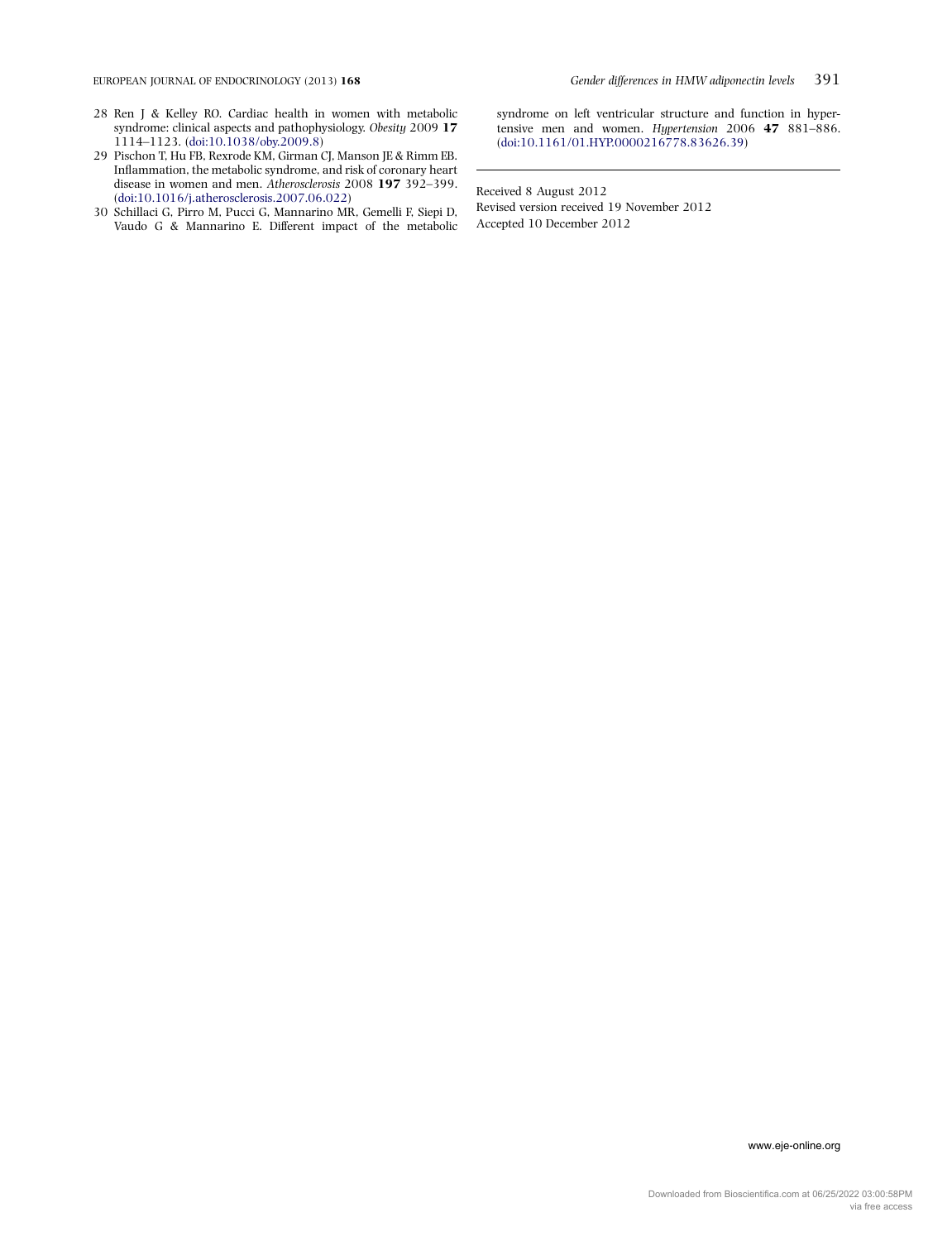28 Ren J & Kelley RO. Cardiac health in women with metabolic syndrome: clinical aspects and pathophysiology. *Obesity* 2009 **17** 1114–1123. (doi:10.1038/oby.2009.8)

29 Pischon T, Hu FB, Rexrode KM, Girman CJ, Manson JE & Rimm EB. Inflammation, the metabolic syndrome, and risk of coronary heart disease in women and men. *Atherosclerosis* 2008 **197** 392–399. (doi:10.1016/j.atherosclerosis.2007.06.022)

30 Schillaci G, Pirro M, Pucci G, Mannarino MR, Gemelli F, Siepi D, Vaudo G & Mannarino E. Different impact of the metabolic syndrome on left ventricular structure and function in hypertensive men and women. *Hypertension* 2006 **47** 881–886. (doi:10.1161/01.HYP.0000216778.83626.39)

---

Received 8 August 2012
Revised version received 19 November 2012
Accepted 10 December 2012